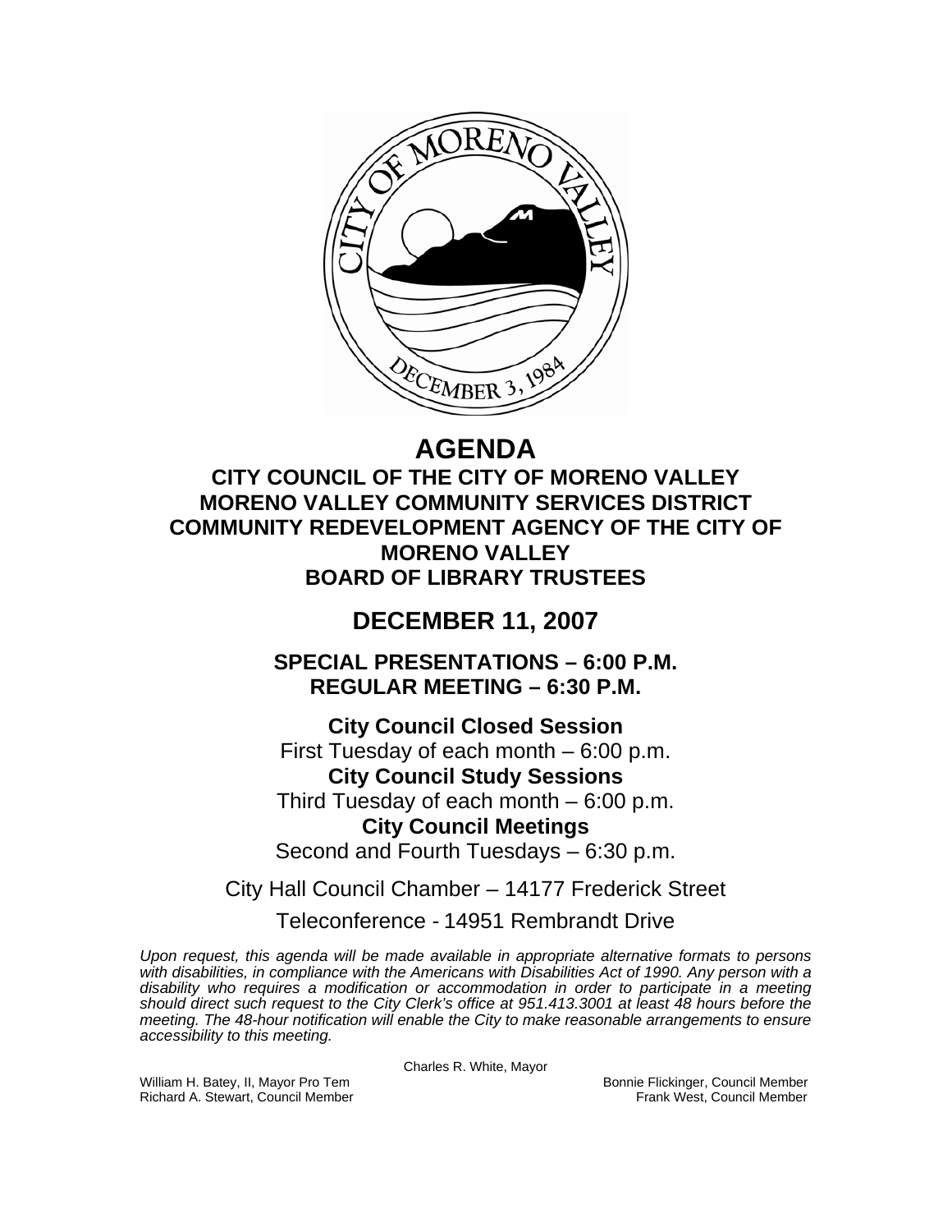# AGENDA

## CITY COUNCIL OF THE CITY OF MORENO VALLEY
## MORENO VALLEY COMMUNITY SERVICES DISTRICT
## COMMUNITY REDEVELOPMENT AGENCY OF THE CITY OF MORENO VALLEY
## BOARD OF LIBRARY TRUSTEES

## DECEMBER 11, 2007

### SPECIAL PRESENTATIONS – 6:00 P.M.
### REGULAR MEETING – 6:30 P.M.

**City Council Closed Session**
First Tuesday of each month – 6:00 p.m.
**City Council Study Sessions**
Third Tuesday of each month – 6:00 p.m.
**City Council Meetings**
Second and Fourth Tuesdays – 6:30 p.m.

City Hall Council Chamber – 14177 Frederick Street

Teleconference - 14951 Rembrandt Drive

*Upon request, this agenda will be made available in appropriate alternative formats to persons with disabilities, in compliance with the Americans with Disabilities Act of 1990. Any person with a disability who requires a modification or accommodation in order to participate in a meeting should direct such request to the City Clerk's office at 951.413.3001 at least 48 hours before the meeting. The 48-hour notification will enable the City to make reasonable arrangements to ensure accessibility to this meeting.*

Charles R. White, Mayor

William H. Batey, II, Mayor Pro Tem
Richard A. Stewart, Council Member
Bonnie Flickinger, Council Member
Frank West, Council Member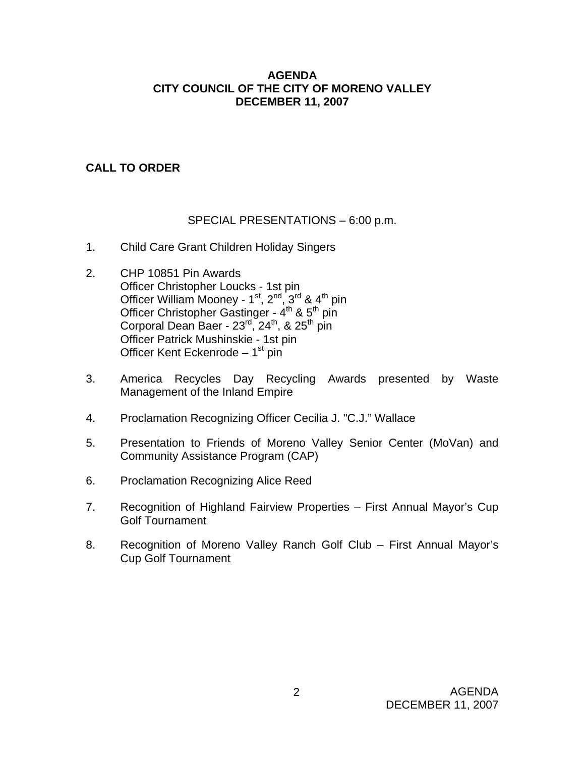# AGENDA
# CITY COUNCIL OF THE CITY OF MORENO VALLEY
# DECEMBER 11, 2007

## CALL TO ORDER

SPECIAL PRESENTATIONS – 6:00 p.m.

1. Child Care Grant Children Holiday Singers

2. CHP 10851 Pin Awards
   Officer Christopher Loucks - 1st pin
   Officer William Mooney - 1st, 2nd, 3rd & 4th pin
   Officer Christopher Gastinger - 4th & 5th pin
   Corporal Dean Baer - 23rd, 24th, & 25th pin
   Officer Patrick Mushinskie - 1st pin
   Officer Kent Eckenrode – 1st pin

3. America Recycles Day Recycling Awards presented by Waste Management of the Inland Empire

4. Proclamation Recognizing Officer Cecilia J. "C.J." Wallace

5. Presentation to Friends of Moreno Valley Senior Center (MoVan) and Community Assistance Program (CAP)

6. Proclamation Recognizing Alice Reed

7. Recognition of Highland Fairview Properties – First Annual Mayor's Cup Golf Tournament

8. Recognition of Moreno Valley Ranch Golf Club – First Annual Mayor's Cup Golf Tournament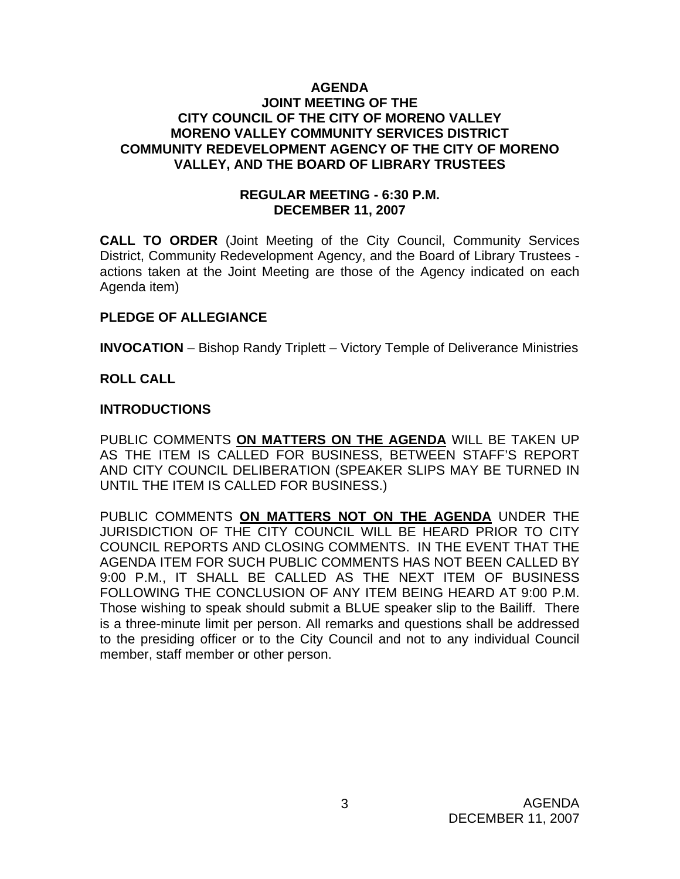# AGENDA
## JOINT MEETING OF THE CITY COUNCIL OF THE CITY OF MORENO VALLEY MORENO VALLEY COMMUNITY SERVICES DISTRICT COMMUNITY REDEVELOPMENT AGENCY OF THE CITY OF MORENO VALLEY, AND THE BOARD OF LIBRARY TRUSTEES

### REGULAR MEETING - 6:30 P.M.
### DECEMBER 11, 2007

**CALL TO ORDER** (Joint Meeting of the City Council, Community Services District, Community Redevelopment Agency, and the Board of Library Trustees - actions taken at the Joint Meeting are those of the Agency indicated on each Agenda item)

**PLEDGE OF ALLEGIANCE**

**INVOCATION** – Bishop Randy Triplett – Victory Temple of Deliverance Ministries

**ROLL CALL**

**INTRODUCTIONS**

PUBLIC COMMENTS **ON MATTERS ON THE AGENDA** WILL BE TAKEN UP AS THE ITEM IS CALLED FOR BUSINESS, BETWEEN STAFF'S REPORT AND CITY COUNCIL DELIBERATION (SPEAKER SLIPS MAY BE TURNED IN UNTIL THE ITEM IS CALLED FOR BUSINESS.)

PUBLIC COMMENTS **ON MATTERS NOT ON THE AGENDA** UNDER THE JURISDICTION OF THE CITY COUNCIL WILL BE HEARD PRIOR TO CITY COUNCIL REPORTS AND CLOSING COMMENTS. IN THE EVENT THAT THE AGENDA ITEM FOR SUCH PUBLIC COMMENTS HAS NOT BEEN CALLED BY 9:00 P.M., IT SHALL BE CALLED AS THE NEXT ITEM OF BUSINESS FOLLOWING THE CONCLUSION OF ANY ITEM BEING HEARD AT 9:00 P.M. Those wishing to speak should submit a BLUE speaker slip to the Bailiff. There is a three-minute limit per person. All remarks and questions shall be addressed to the presiding officer or to the City Council and not to any individual Council member, staff member or other person.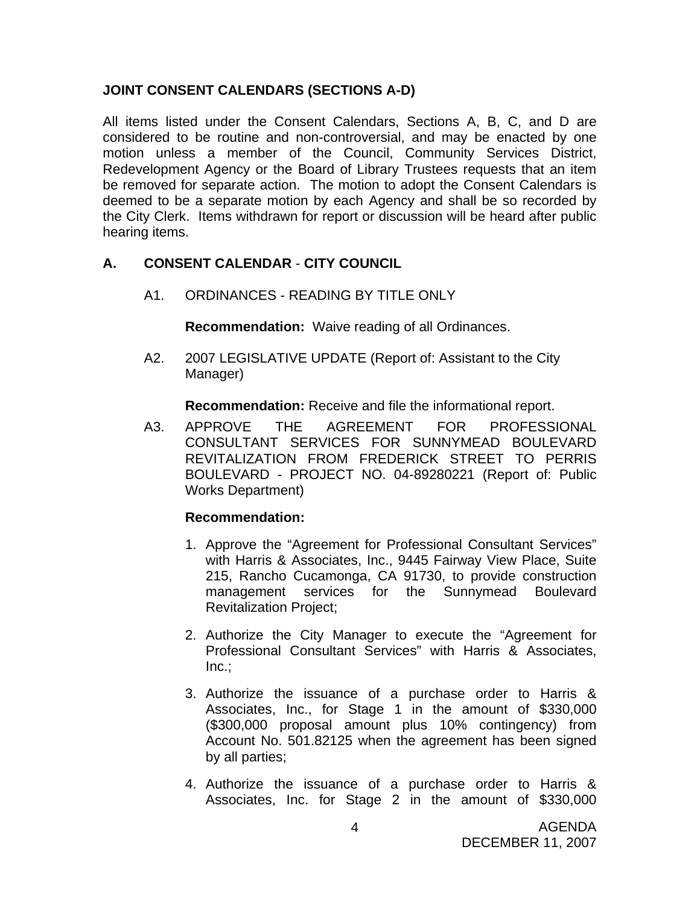## JOINT CONSENT CALENDARS (SECTIONS A-D)

All items listed under the Consent Calendars, Sections A, B, C, and D are considered to be routine and non-controversial, and may be enacted by one motion unless a member of the Council, Community Services District, Redevelopment Agency or the Board of Library Trustees requests that an item be removed for separate action. The motion to adopt the Consent Calendars is deemed to be a separate motion by each Agency and shall be so recorded by the City Clerk. Items withdrawn for report or discussion will be heard after public hearing items.

## A. CONSENT CALENDAR - CITY COUNCIL

A1. ORDINANCES - READING BY TITLE ONLY

**Recommendation:** Waive reading of all Ordinances.

A2. 2007 LEGISLATIVE UPDATE (Report of: Assistant to the City Manager)

**Recommendation:** Receive and file the informational report.

A3. APPROVE THE AGREEMENT FOR PROFESSIONAL CONSULTANT SERVICES FOR SUNNYMEAD BOULEVARD REVITALIZATION FROM FREDERICK STREET TO PERRIS BOULEVARD - PROJECT NO. 04-89280221 (Report of: Public Works Department)

**Recommendation:**

1. Approve the "Agreement for Professional Consultant Services" with Harris & Associates, Inc., 9445 Fairway View Place, Suite 215, Rancho Cucamonga, CA 91730, to provide construction management services for the Sunnymead Boulevard Revitalization Project;

2. Authorize the City Manager to execute the "Agreement for Professional Consultant Services" with Harris & Associates, Inc.;

3. Authorize the issuance of a purchase order to Harris & Associates, Inc., for Stage 1 in the amount of $330,000 ($300,000 proposal amount plus 10% contingency) from Account No. 501.82125 when the agreement has been signed by all parties;

4. Authorize the issuance of a purchase order to Harris & Associates, Inc. for Stage 2 in the amount of $330,000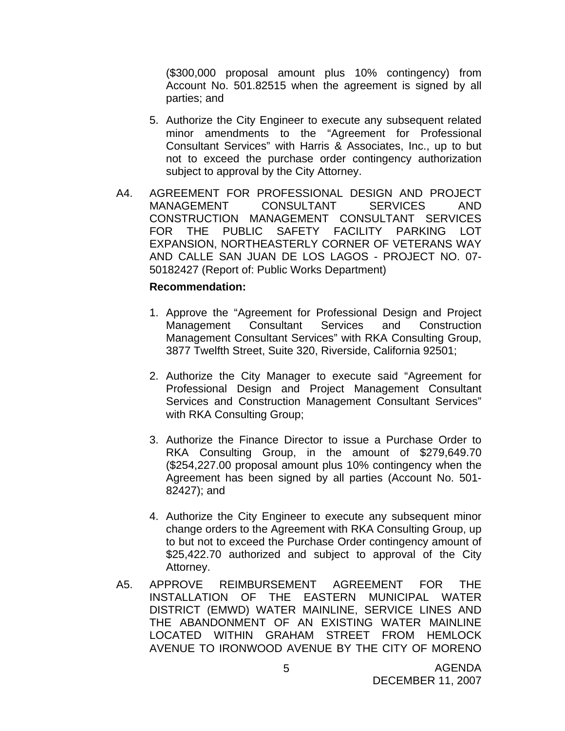($300,000 proposal amount plus 10% contingency) from Account No. 501.82515 when the agreement is signed by all parties; and

5. Authorize the City Engineer to execute any subsequent related minor amendments to the “Agreement for Professional Consultant Services” with Harris & Associates, Inc., up to but not to exceed the purchase order contingency authorization subject to approval by the City Attorney.

A4. AGREEMENT FOR PROFESSIONAL DESIGN AND PROJECT MANAGEMENT CONSULTANT SERVICES AND CONSTRUCTION MANAGEMENT CONSULTANT SERVICES FOR THE PUBLIC SAFETY FACILITY PARKING LOT EXPANSION, NORTHEASTERLY CORNER OF VETERANS WAY AND CALLE SAN JUAN DE LOS LAGOS - PROJECT NO. 07-50182427 (Report of: Public Works Department)

**Recommendation:**

1. Approve the “Agreement for Professional Design and Project Management Consultant Services and Construction Management Consultant Services” with RKA Consulting Group, 3877 Twelfth Street, Suite 320, Riverside, California 92501;

2. Authorize the City Manager to execute said “Agreement for Professional Design and Project Management Consultant Services and Construction Management Consultant Services” with RKA Consulting Group;

3. Authorize the Finance Director to issue a Purchase Order to RKA Consulting Group, in the amount of $279,649.70 ($254,227.00 proposal amount plus 10% contingency when the Agreement has been signed by all parties (Account No. 501-82427); and

4. Authorize the City Engineer to execute any subsequent minor change orders to the Agreement with RKA Consulting Group, up to but not to exceed the Purchase Order contingency amount of $25,422.70 authorized and subject to approval of the City Attorney.

A5. APPROVE REIMBURSEMENT AGREEMENT FOR THE INSTALLATION OF THE EASTERN MUNICIPAL WATER DISTRICT (EMWD) WATER MAINLINE, SERVICE LINES AND THE ABANDONMENT OF AN EXISTING WATER MAINLINE LOCATED WITHIN GRAHAM STREET FROM HEMLOCK AVENUE TO IRONWOOD AVENUE BY THE CITY OF MORENO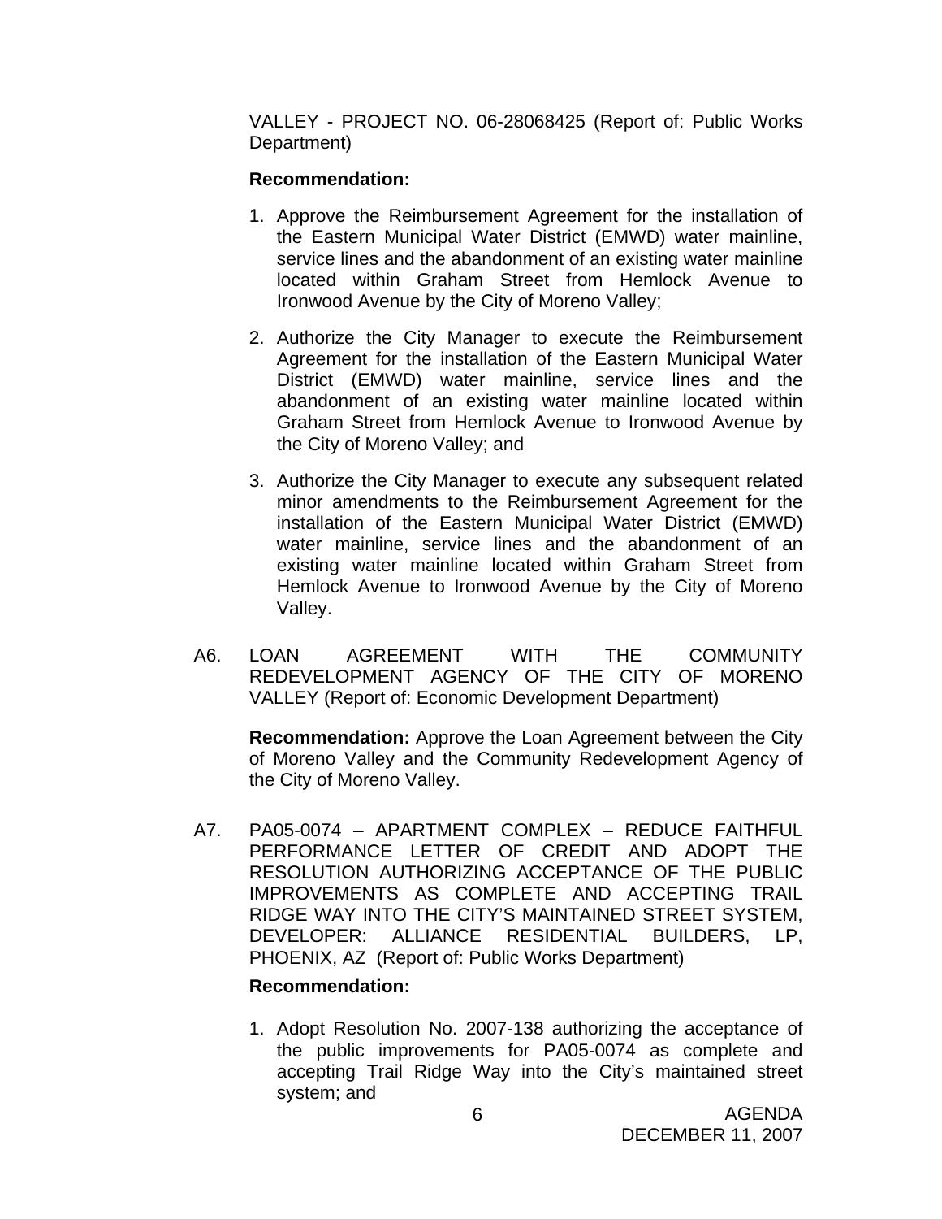VALLEY - PROJECT NO. 06-28068425 (Report of: Public Works Department)

**Recommendation:**

1. Approve the Reimbursement Agreement for the installation of the Eastern Municipal Water District (EMWD) water mainline, service lines and the abandonment of an existing water mainline located within Graham Street from Hemlock Avenue to Ironwood Avenue by the City of Moreno Valley;

2. Authorize the City Manager to execute the Reimbursement Agreement for the installation of the Eastern Municipal Water District (EMWD) water mainline, service lines and the abandonment of an existing water mainline located within Graham Street from Hemlock Avenue to Ironwood Avenue by the City of Moreno Valley; and

3. Authorize the City Manager to execute any subsequent related minor amendments to the Reimbursement Agreement for the installation of the Eastern Municipal Water District (EMWD) water mainline, service lines and the abandonment of an existing water mainline located within Graham Street from Hemlock Avenue to Ironwood Avenue by the City of Moreno Valley.

A6. LOAN AGREEMENT WITH THE COMMUNITY REDEVELOPMENT AGENCY OF THE CITY OF MORENO VALLEY (Report of: Economic Development Department)

**Recommendation:** Approve the Loan Agreement between the City of Moreno Valley and the Community Redevelopment Agency of the City of Moreno Valley.

A7. PA05-0074 – APARTMENT COMPLEX – REDUCE FAITHFUL PERFORMANCE LETTER OF CREDIT AND ADOPT THE RESOLUTION AUTHORIZING ACCEPTANCE OF THE PUBLIC IMPROVEMENTS AS COMPLETE AND ACCEPTING TRAIL RIDGE WAY INTO THE CITY'S MAINTAINED STREET SYSTEM, DEVELOPER: ALLIANCE RESIDENTIAL BUILDERS, LP, PHOENIX, AZ (Report of: Public Works Department)

**Recommendation:**

1. Adopt Resolution No. 2007-138 authorizing the acceptance of the public improvements for PA05-0074 as complete and accepting Trail Ridge Way into the City's maintained street system; and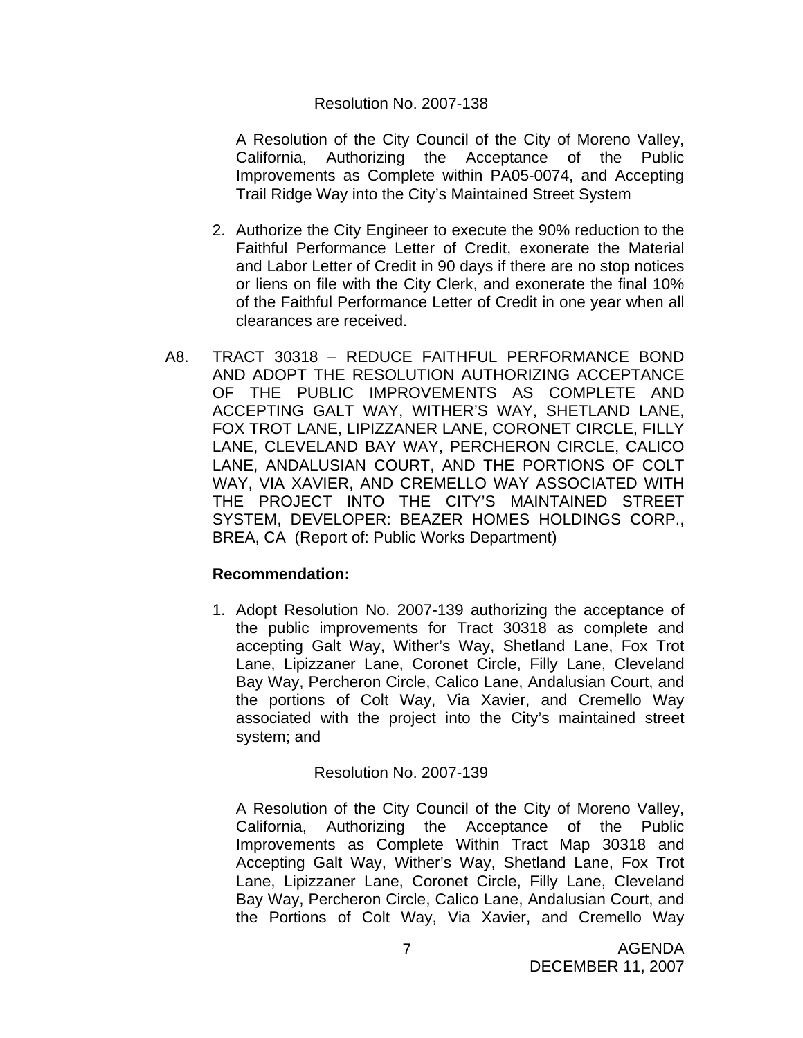Resolution No. 2007-138

A Resolution of the City Council of the City of Moreno Valley, California, Authorizing the Acceptance of the Public Improvements as Complete within PA05-0074, and Accepting Trail Ridge Way into the City's Maintained Street System

2. Authorize the City Engineer to execute the 90% reduction to the Faithful Performance Letter of Credit, exonerate the Material and Labor Letter of Credit in 90 days if there are no stop notices or liens on file with the City Clerk, and exonerate the final 10% of the Faithful Performance Letter of Credit in one year when all clearances are received.

A8. TRACT 30318 – REDUCE FAITHFUL PERFORMANCE BOND AND ADOPT THE RESOLUTION AUTHORIZING ACCEPTANCE OF THE PUBLIC IMPROVEMENTS AS COMPLETE AND ACCEPTING GALT WAY, WITHER'S WAY, SHETLAND LANE, FOX TROT LANE, LIPIZZANER LANE, CORONET CIRCLE, FILLY LANE, CLEVELAND BAY WAY, PERCHERON CIRCLE, CALICO LANE, ANDALUSIAN COURT, AND THE PORTIONS OF COLT WAY, VIA XAVIER, AND CREMELLO WAY ASSOCIATED WITH THE PROJECT INTO THE CITY'S MAINTAINED STREET SYSTEM, DEVELOPER: BEAZER HOMES HOLDINGS CORP., BREA, CA (Report of: Public Works Department)

**Recommendation:**

1. Adopt Resolution No. 2007-139 authorizing the acceptance of the public improvements for Tract 30318 as complete and accepting Galt Way, Wither's Way, Shetland Lane, Fox Trot Lane, Lipizzaner Lane, Coronet Circle, Filly Lane, Cleveland Bay Way, Percheron Circle, Calico Lane, Andalusian Court, and the portions of Colt Way, Via Xavier, and Cremello Way associated with the project into the City's maintained street system; and

Resolution No. 2007-139

A Resolution of the City Council of the City of Moreno Valley, California, Authorizing the Acceptance of the Public Improvements as Complete Within Tract Map 30318 and Accepting Galt Way, Wither's Way, Shetland Lane, Fox Trot Lane, Lipizzaner Lane, Coronet Circle, Filly Lane, Cleveland Bay Way, Percheron Circle, Calico Lane, Andalusian Court, and the Portions of Colt Way, Via Xavier, and Cremello Way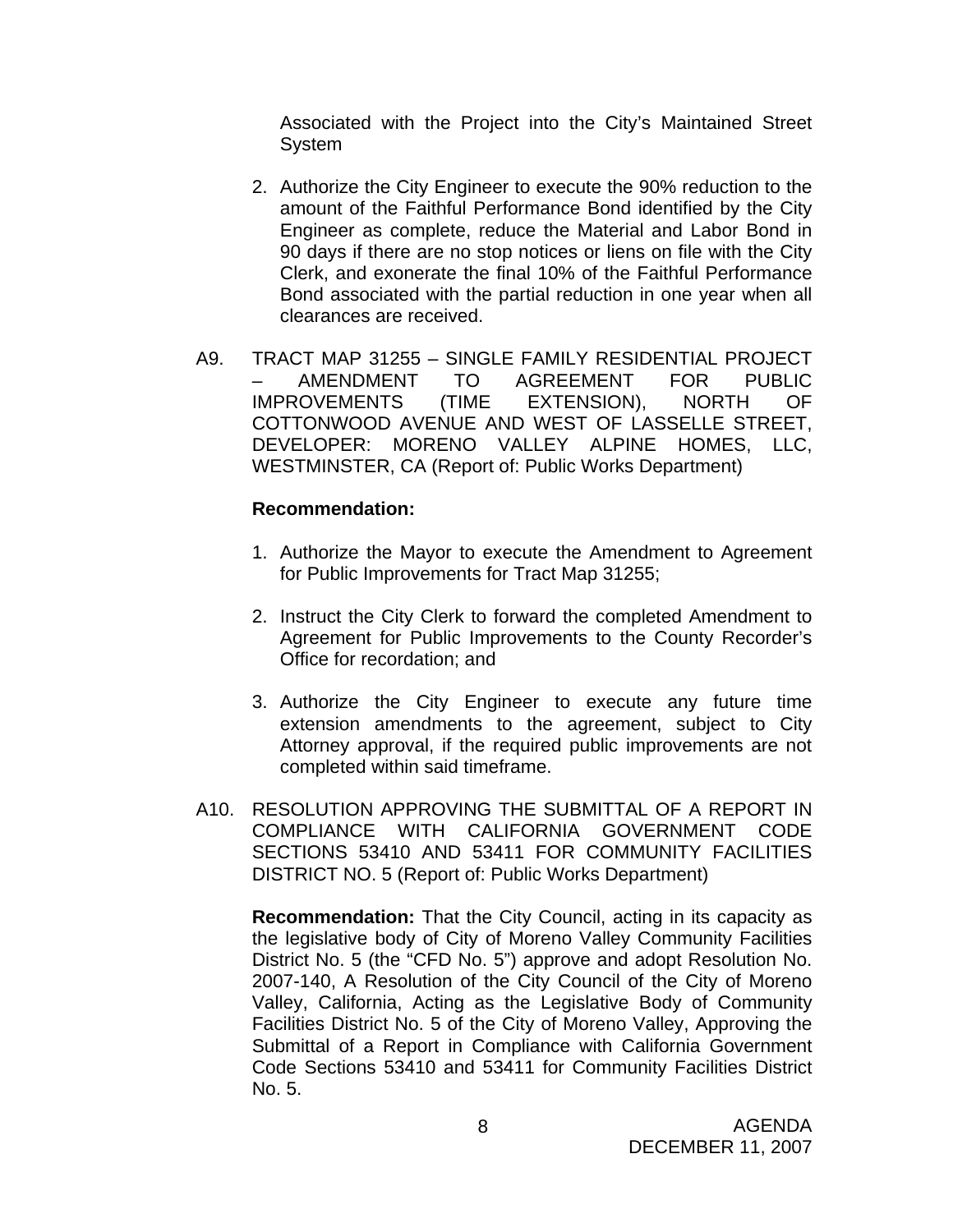Associated with the Project into the City's Maintained Street System

2. Authorize the City Engineer to execute the 90% reduction to the amount of the Faithful Performance Bond identified by the City Engineer as complete, reduce the Material and Labor Bond in 90 days if there are no stop notices or liens on file with the City Clerk, and exonerate the final 10% of the Faithful Performance Bond associated with the partial reduction in one year when all clearances are received.

A9. TRACT MAP 31255 – SINGLE FAMILY RESIDENTIAL PROJECT – AMENDMENT TO AGREEMENT FOR PUBLIC IMPROVEMENTS (TIME EXTENSION), NORTH OF COTTONWOOD AVENUE AND WEST OF LASSELLE STREET, DEVELOPER: MORENO VALLEY ALPINE HOMES, LLC, WESTMINSTER, CA (Report of: Public Works Department)

**Recommendation:**

1. Authorize the Mayor to execute the Amendment to Agreement for Public Improvements for Tract Map 31255;

2. Instruct the City Clerk to forward the completed Amendment to Agreement for Public Improvements to the County Recorder's Office for recordation; and

3. Authorize the City Engineer to execute any future time extension amendments to the agreement, subject to City Attorney approval, if the required public improvements are not completed within said timeframe.

A10. RESOLUTION APPROVING THE SUBMITTAL OF A REPORT IN COMPLIANCE WITH CALIFORNIA GOVERNMENT CODE SECTIONS 53410 AND 53411 FOR COMMUNITY FACILITIES DISTRICT NO. 5 (Report of: Public Works Department)

**Recommendation:** That the City Council, acting in its capacity as the legislative body of City of Moreno Valley Community Facilities District No. 5 (the "CFD No. 5") approve and adopt Resolution No. 2007-140, A Resolution of the City Council of the City of Moreno Valley, California, Acting as the Legislative Body of Community Facilities District No. 5 of the City of Moreno Valley, Approving the Submittal of a Report in Compliance with California Government Code Sections 53410 and 53411 for Community Facilities District No. 5.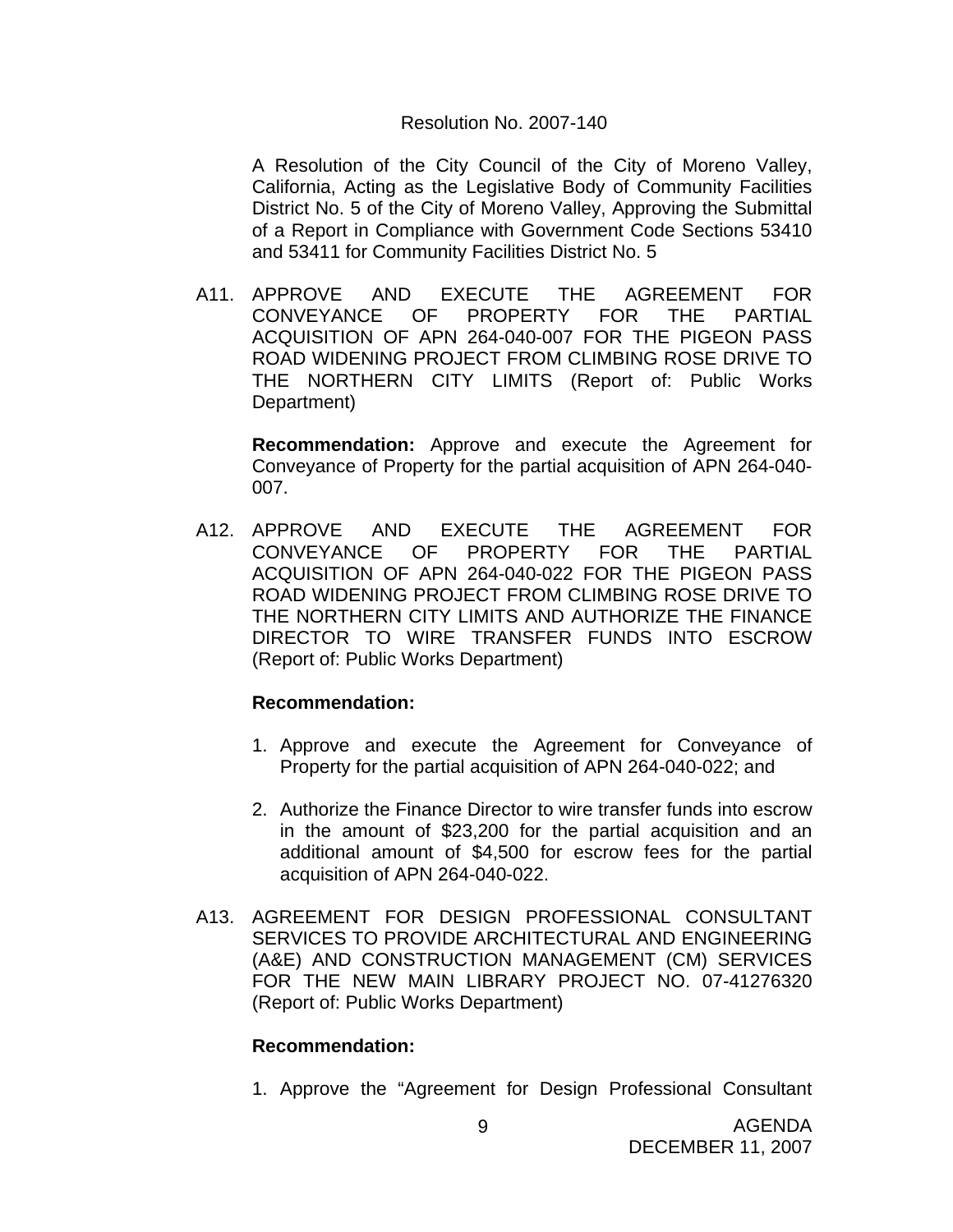Resolution No. 2007-140

A Resolution of the City Council of the City of Moreno Valley, California, Acting as the Legislative Body of Community Facilities District No. 5 of the City of Moreno Valley, Approving the Submittal of a Report in Compliance with Government Code Sections 53410 and 53411 for Community Facilities District No. 5

A11. APPROVE AND EXECUTE THE AGREEMENT FOR CONVEYANCE OF PROPERTY FOR THE PARTIAL ACQUISITION OF APN 264-040-007 FOR THE PIGEON PASS ROAD WIDENING PROJECT FROM CLIMBING ROSE DRIVE TO THE NORTHERN CITY LIMITS (Report of: Public Works Department)

**Recommendation:** Approve and execute the Agreement for Conveyance of Property for the partial acquisition of APN 264-040-007.

A12. APPROVE AND EXECUTE THE AGREEMENT FOR CONVEYANCE OF PROPERTY FOR THE PARTIAL ACQUISITION OF APN 264-040-022 FOR THE PIGEON PASS ROAD WIDENING PROJECT FROM CLIMBING ROSE DRIVE TO THE NORTHERN CITY LIMITS AND AUTHORIZE THE FINANCE DIRECTOR TO WIRE TRANSFER FUNDS INTO ESCROW (Report of: Public Works Department)

**Recommendation:**

1. Approve and execute the Agreement for Conveyance of Property for the partial acquisition of APN 264-040-022; and

2. Authorize the Finance Director to wire transfer funds into escrow in the amount of $23,200 for the partial acquisition and an additional amount of $4,500 for escrow fees for the partial acquisition of APN 264-040-022.

A13. AGREEMENT FOR DESIGN PROFESSIONAL CONSULTANT SERVICES TO PROVIDE ARCHITECTURAL AND ENGINEERING (A&E) AND CONSTRUCTION MANAGEMENT (CM) SERVICES FOR THE NEW MAIN LIBRARY PROJECT NO. 07-41276320 (Report of: Public Works Department)

**Recommendation:**

1. Approve the "Agreement for Design Professional Consultant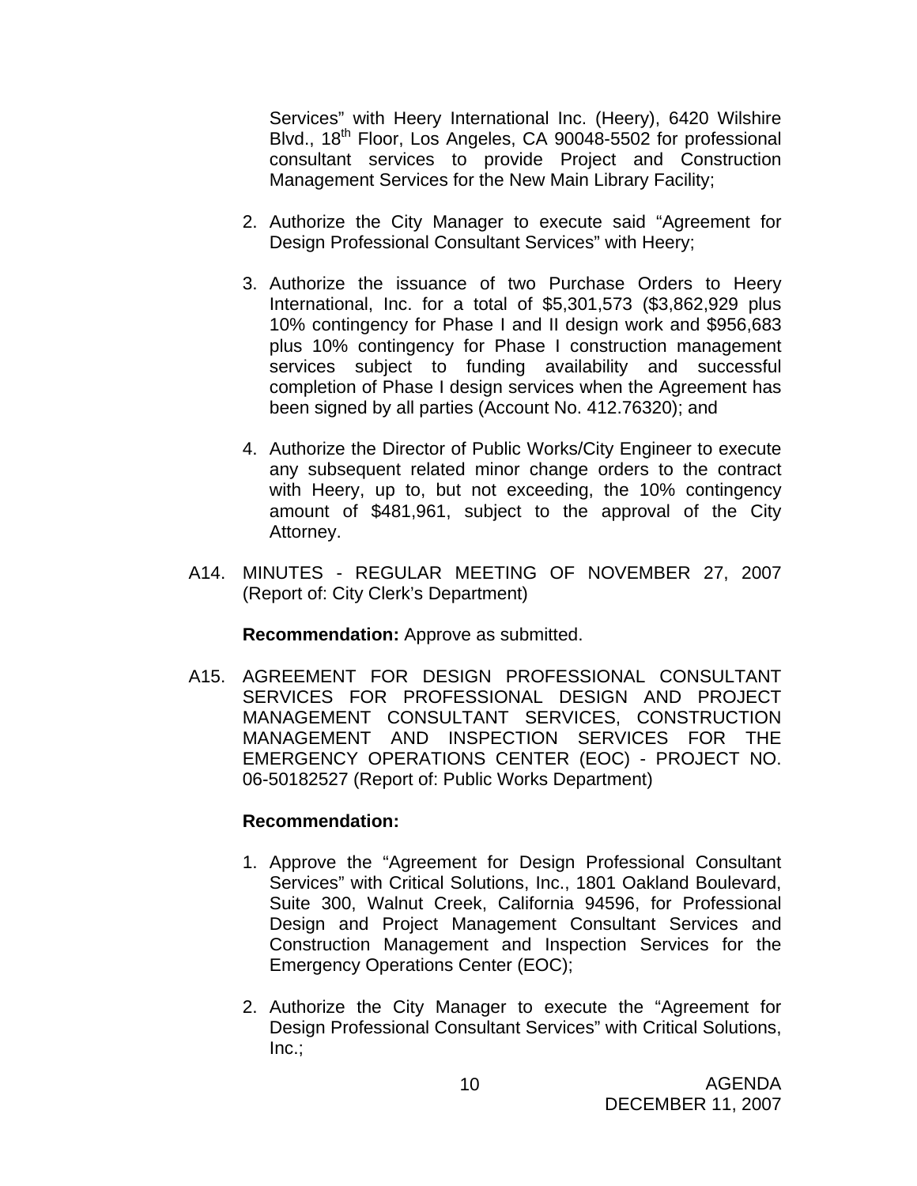Services" with Heery International Inc. (Heery), 6420 Wilshire Blvd., 18th Floor, Los Angeles, CA 90048-5502 for professional consultant services to provide Project and Construction Management Services for the New Main Library Facility;

2. Authorize the City Manager to execute said "Agreement for Design Professional Consultant Services" with Heery;

3. Authorize the issuance of two Purchase Orders to Heery International, Inc. for a total of $5,301,573 ($3,862,929 plus 10% contingency for Phase I and II design work and $956,683 plus 10% contingency for Phase I construction management services subject to funding availability and successful completion of Phase I design services when the Agreement has been signed by all parties (Account No. 412.76320); and

4. Authorize the Director of Public Works/City Engineer to execute any subsequent related minor change orders to the contract with Heery, up to, but not exceeding, the 10% contingency amount of $481,961, subject to the approval of the City Attorney.

A14. MINUTES - REGULAR MEETING OF NOVEMBER 27, 2007 (Report of: City Clerk's Department)

**Recommendation:** Approve as submitted.

A15. AGREEMENT FOR DESIGN PROFESSIONAL CONSULTANT SERVICES FOR PROFESSIONAL DESIGN AND PROJECT MANAGEMENT CONSULTANT SERVICES, CONSTRUCTION MANAGEMENT AND INSPECTION SERVICES FOR THE EMERGENCY OPERATIONS CENTER (EOC) - PROJECT NO. 06-50182527 (Report of: Public Works Department)

**Recommendation:**

1. Approve the "Agreement for Design Professional Consultant Services" with Critical Solutions, Inc., 1801 Oakland Boulevard, Suite 300, Walnut Creek, California 94596, for Professional Design and Project Management Consultant Services and Construction Management and Inspection Services for the Emergency Operations Center (EOC);

2. Authorize the City Manager to execute the "Agreement for Design Professional Consultant Services" with Critical Solutions, Inc.;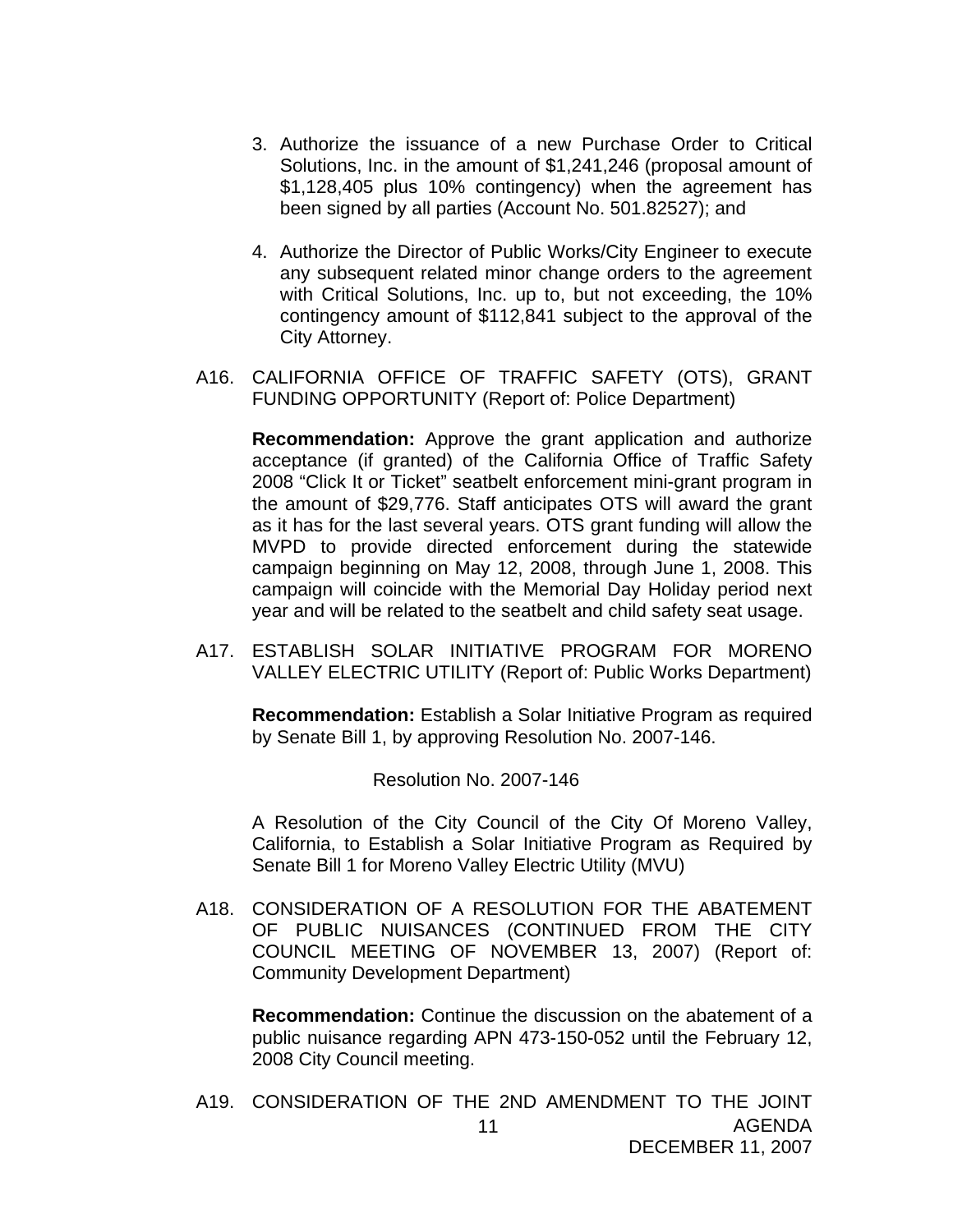3. Authorize the issuance of a new Purchase Order to Critical Solutions, Inc. in the amount of $1,241,246 (proposal amount of $1,128,405 plus 10% contingency) when the agreement has been signed by all parties (Account No. 501.82527); and

4. Authorize the Director of Public Works/City Engineer to execute any subsequent related minor change orders to the agreement with Critical Solutions, Inc. up to, but not exceeding, the 10% contingency amount of $112,841 subject to the approval of the City Attorney.

A16. CALIFORNIA OFFICE OF TRAFFIC SAFETY (OTS), GRANT FUNDING OPPORTUNITY (Report of: Police Department)

**Recommendation:** Approve the grant application and authorize acceptance (if granted) of the California Office of Traffic Safety 2008 "Click It or Ticket" seatbelt enforcement mini-grant program in the amount of $29,776. Staff anticipates OTS will award the grant as it has for the last several years. OTS grant funding will allow the MVPD to provide directed enforcement during the statewide campaign beginning on May 12, 2008, through June 1, 2008. This campaign will coincide with the Memorial Day Holiday period next year and will be related to the seatbelt and child safety seat usage.

A17. ESTABLISH SOLAR INITIATIVE PROGRAM FOR MORENO VALLEY ELECTRIC UTILITY (Report of: Public Works Department)

**Recommendation:** Establish a Solar Initiative Program as required by Senate Bill 1, by approving Resolution No. 2007-146.

Resolution No. 2007-146

A Resolution of the City Council of the City Of Moreno Valley, California, to Establish a Solar Initiative Program as Required by Senate Bill 1 for Moreno Valley Electric Utility (MVU)

A18. CONSIDERATION OF A RESOLUTION FOR THE ABATEMENT OF PUBLIC NUISANCES (CONTINUED FROM THE CITY COUNCIL MEETING OF NOVEMBER 13, 2007) (Report of: Community Development Department)

**Recommendation:** Continue the discussion on the abatement of a public nuisance regarding APN 473-150-052 until the February 12, 2008 City Council meeting.

A19. CONSIDERATION OF THE 2ND AMENDMENT TO THE JOINT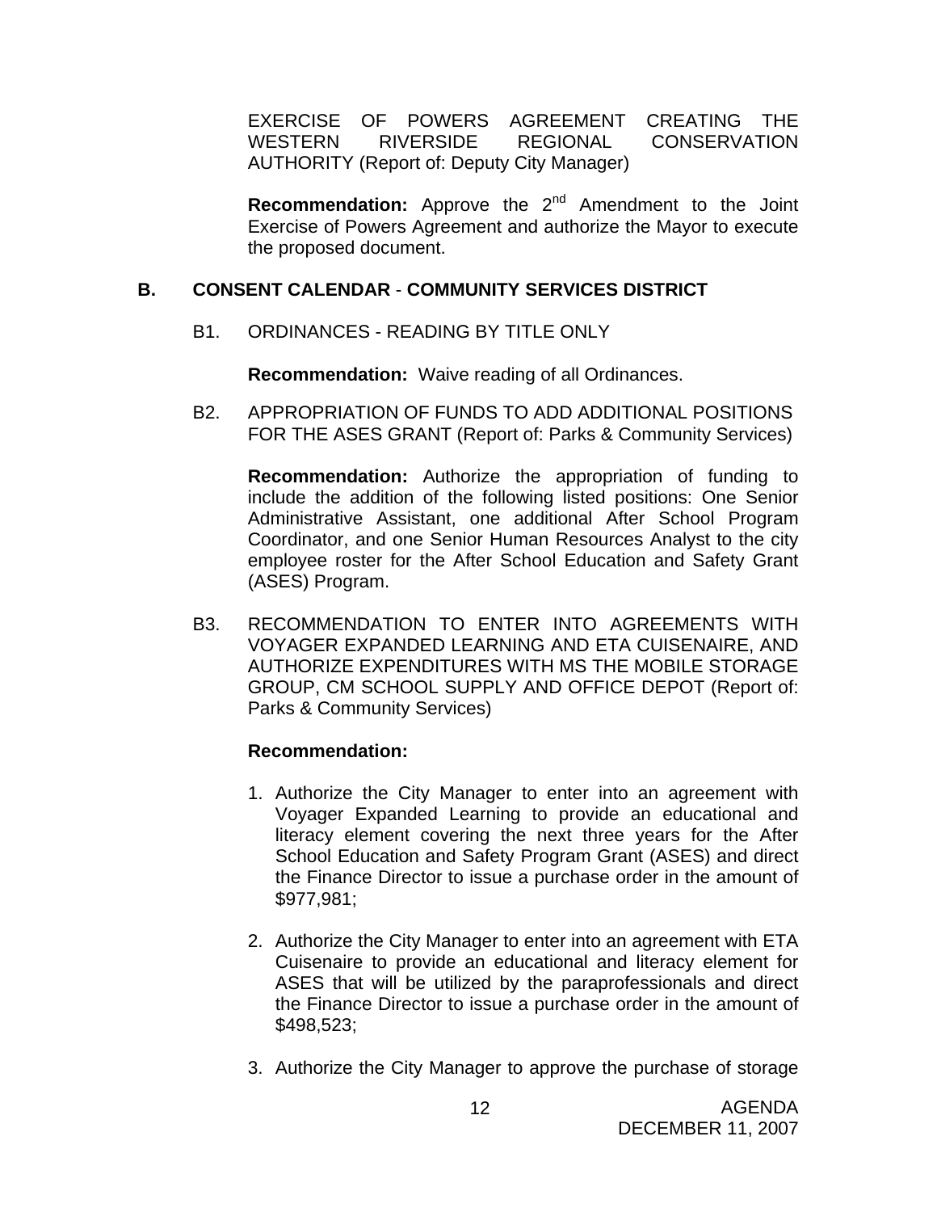EXERCISE OF POWERS AGREEMENT CREATING THE WESTERN RIVERSIDE REGIONAL CONSERVATION AUTHORITY (Report of: Deputy City Manager)

**Recommendation:** Approve the 2nd Amendment to the Joint Exercise of Powers Agreement and authorize the Mayor to execute the proposed document.

## B. CONSENT CALENDAR - COMMUNITY SERVICES DISTRICT

B1. ORDINANCES - READING BY TITLE ONLY

**Recommendation:** Waive reading of all Ordinances.

B2. APPROPRIATION OF FUNDS TO ADD ADDITIONAL POSITIONS FOR THE ASES GRANT (Report of: Parks & Community Services)

**Recommendation:** Authorize the appropriation of funding to include the addition of the following listed positions: One Senior Administrative Assistant, one additional After School Program Coordinator, and one Senior Human Resources Analyst to the city employee roster for the After School Education and Safety Grant (ASES) Program.

B3. RECOMMENDATION TO ENTER INTO AGREEMENTS WITH VOYAGER EXPANDED LEARNING AND ETA CUISENAIRE, AND AUTHORIZE EXPENDITURES WITH MS THE MOBILE STORAGE GROUP, CM SCHOOL SUPPLY AND OFFICE DEPOT (Report of: Parks & Community Services)

**Recommendation:**

1. Authorize the City Manager to enter into an agreement with Voyager Expanded Learning to provide an educational and literacy element covering the next three years for the After School Education and Safety Program Grant (ASES) and direct the Finance Director to issue a purchase order in the amount of $977,981;

2. Authorize the City Manager to enter into an agreement with ETA Cuisenaire to provide an educational and literacy element for ASES that will be utilized by the paraprofessionals and direct the Finance Director to issue a purchase order in the amount of $498,523;

3. Authorize the City Manager to approve the purchase of storage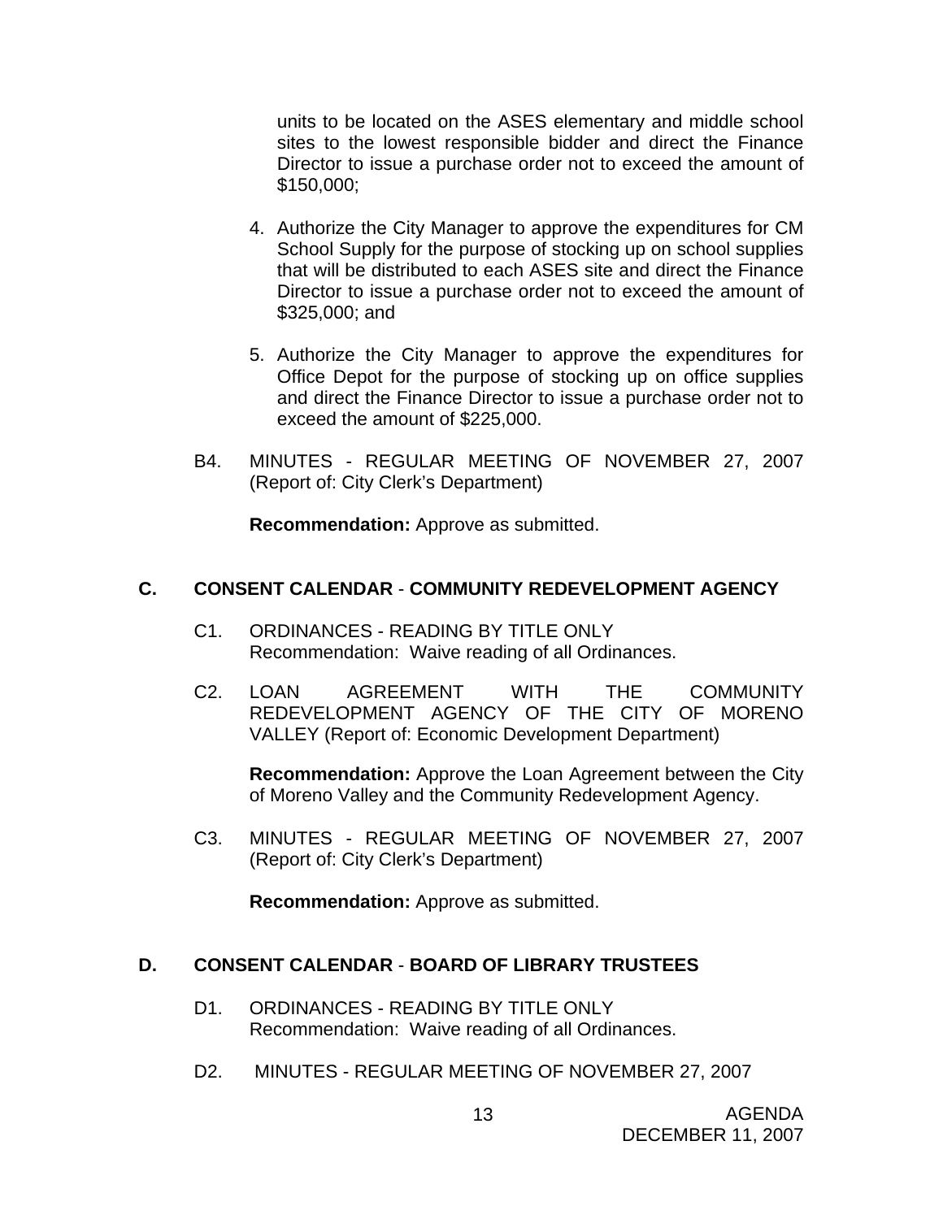units to be located on the ASES elementary and middle school sites to the lowest responsible bidder and direct the Finance Director to issue a purchase order not to exceed the amount of $150,000;

4. Authorize the City Manager to approve the expenditures for CM School Supply for the purpose of stocking up on school supplies that will be distributed to each ASES site and direct the Finance Director to issue a purchase order not to exceed the amount of $325,000; and

5. Authorize the City Manager to approve the expenditures for Office Depot for the purpose of stocking up on office supplies and direct the Finance Director to issue a purchase order not to exceed the amount of $225,000.

B4. MINUTES - REGULAR MEETING OF NOVEMBER 27, 2007 (Report of: City Clerk's Department)

**Recommendation:** Approve as submitted.

## C. CONSENT CALENDAR - COMMUNITY REDEVELOPMENT AGENCY

C1. ORDINANCES - READING BY TITLE ONLY
Recommendation: Waive reading of all Ordinances.

C2. LOAN AGREEMENT WITH THE COMMUNITY REDEVELOPMENT AGENCY OF THE CITY OF MORENO VALLEY (Report of: Economic Development Department)

**Recommendation:** Approve the Loan Agreement between the City of Moreno Valley and the Community Redevelopment Agency.

C3. MINUTES - REGULAR MEETING OF NOVEMBER 27, 2007 (Report of: City Clerk's Department)

**Recommendation:** Approve as submitted.

## D. CONSENT CALENDAR - BOARD OF LIBRARY TRUSTEES

D1. ORDINANCES - READING BY TITLE ONLY
Recommendation: Waive reading of all Ordinances.

D2. MINUTES - REGULAR MEETING OF NOVEMBER 27, 2007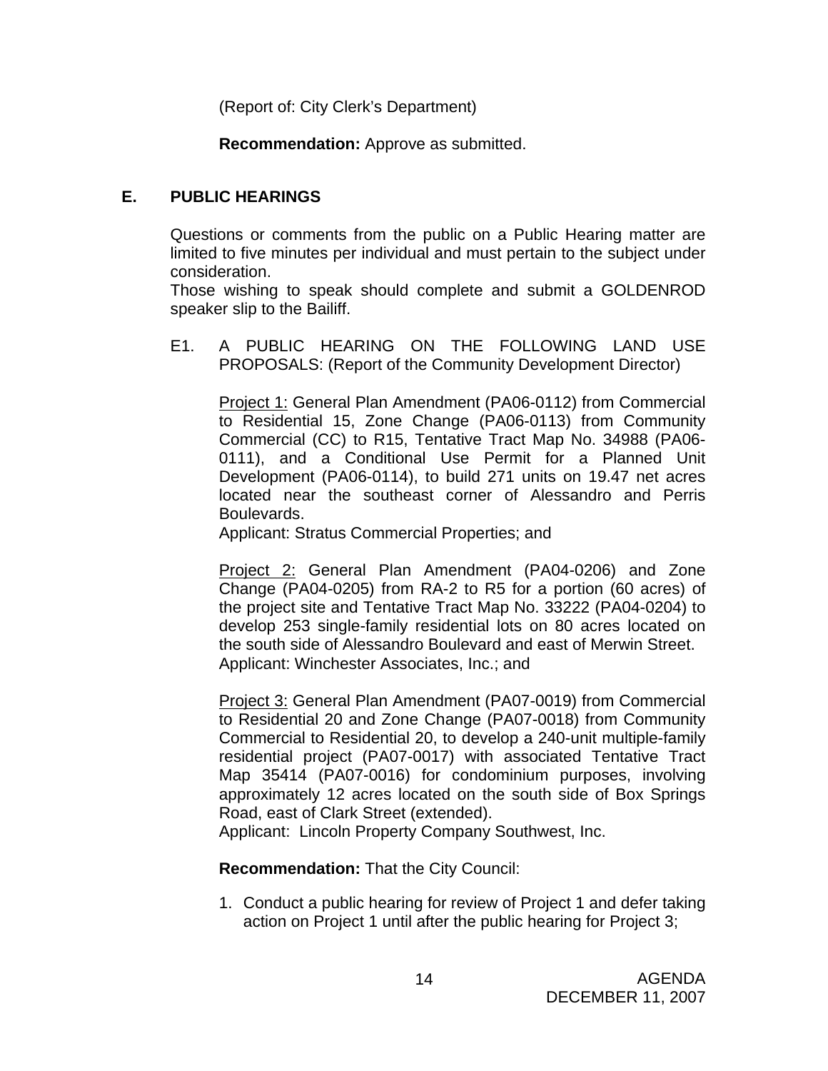(Report of: City Clerk's Department)

**Recommendation:** Approve as submitted.

## E. PUBLIC HEARINGS

Questions or comments from the public on a Public Hearing matter are limited to five minutes per individual and must pertain to the subject under consideration.
Those wishing to speak should complete and submit a GOLDENROD speaker slip to the Bailiff.

E1. A PUBLIC HEARING ON THE FOLLOWING LAND USE PROPOSALS: (Report of the Community Development Director)

Project 1: General Plan Amendment (PA06-0112) from Commercial to Residential 15, Zone Change (PA06-0113) from Community Commercial (CC) to R15, Tentative Tract Map No. 34988 (PA06-0111), and a Conditional Use Permit for a Planned Unit Development (PA06-0114), to build 271 units on 19.47 net acres located near the southeast corner of Alessandro and Perris Boulevards.
Applicant: Stratus Commercial Properties; and

Project 2: General Plan Amendment (PA04-0206) and Zone Change (PA04-0205) from RA-2 to R5 for a portion (60 acres) of the project site and Tentative Tract Map No. 33222 (PA04-0204) to develop 253 single-family residential lots on 80 acres located on the south side of Alessandro Boulevard and east of Merwin Street.
Applicant: Winchester Associates, Inc.; and

Project 3: General Plan Amendment (PA07-0019) from Commercial to Residential 20 and Zone Change (PA07-0018) from Community Commercial to Residential 20, to develop a 240-unit multiple-family residential project (PA07-0017) with associated Tentative Tract Map 35414 (PA07-0016) for condominium purposes, involving approximately 12 acres located on the south side of Box Springs Road, east of Clark Street (extended).
Applicant: Lincoln Property Company Southwest, Inc.

**Recommendation:** That the City Council:

1. Conduct a public hearing for review of Project 1 and defer taking action on Project 1 until after the public hearing for Project 3;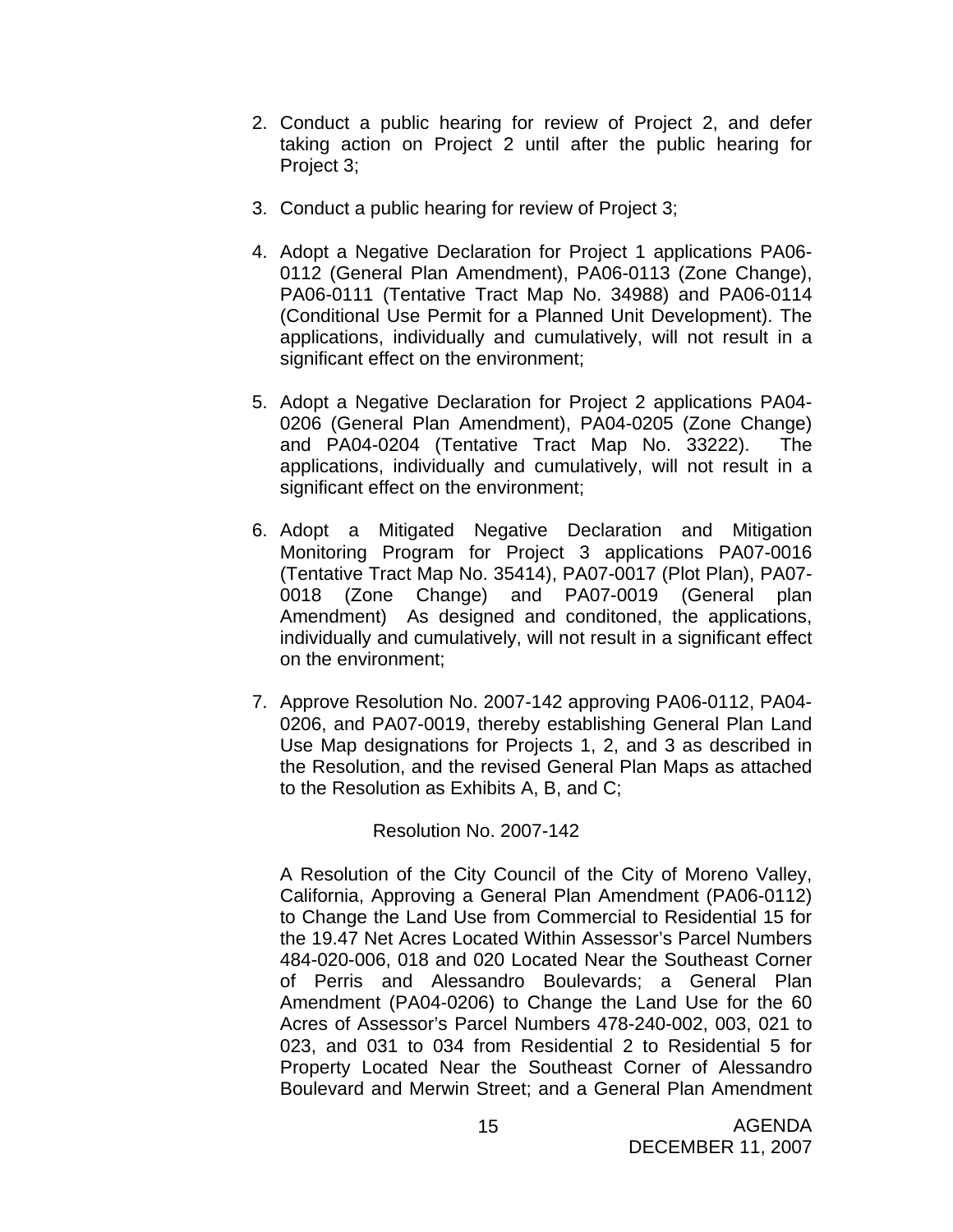2. Conduct a public hearing for review of Project 2, and defer taking action on Project 2 until after the public hearing for Project 3;

3. Conduct a public hearing for review of Project 3;

4. Adopt a Negative Declaration for Project 1 applications PA06-0112 (General Plan Amendment), PA06-0113 (Zone Change), PA06-0111 (Tentative Tract Map No. 34988) and PA06-0114 (Conditional Use Permit for a Planned Unit Development). The applications, individually and cumulatively, will not result in a significant effect on the environment;

5. Adopt a Negative Declaration for Project 2 applications PA04-0206 (General Plan Amendment), PA04-0205 (Zone Change) and PA04-0204 (Tentative Tract Map No. 33222). The applications, individually and cumulatively, will not result in a significant effect on the environment;

6. Adopt a Mitigated Negative Declaration and Mitigation Monitoring Program for Project 3 applications PA07-0016 (Tentative Tract Map No. 35414), PA07-0017 (Plot Plan), PA07-0018 (Zone Change) and PA07-0019 (General plan Amendment) As designed and conditoned, the applications, individually and cumulatively, will not result in a significant effect on the environment;

7. Approve Resolution No. 2007-142 approving PA06-0112, PA04-0206, and PA07-0019, thereby establishing General Plan Land Use Map designations for Projects 1, 2, and 3 as described in the Resolution, and the revised General Plan Maps as attached to the Resolution as Exhibits A, B, and C;

   Resolution No. 2007-142

   A Resolution of the City Council of the City of Moreno Valley, California, Approving a General Plan Amendment (PA06-0112) to Change the Land Use from Commercial to Residential 15 for the 19.47 Net Acres Located Within Assessor's Parcel Numbers 484-020-006, 018 and 020 Located Near the Southeast Corner of Perris and Alessandro Boulevards; a General Plan Amendment (PA04-0206) to Change the Land Use for the 60 Acres of Assessor's Parcel Numbers 478-240-002, 003, 021 to 023, and 031 to 034 from Residential 2 to Residential 5 for Property Located Near the Southeast Corner of Alessandro Boulevard and Merwin Street; and a General Plan Amendment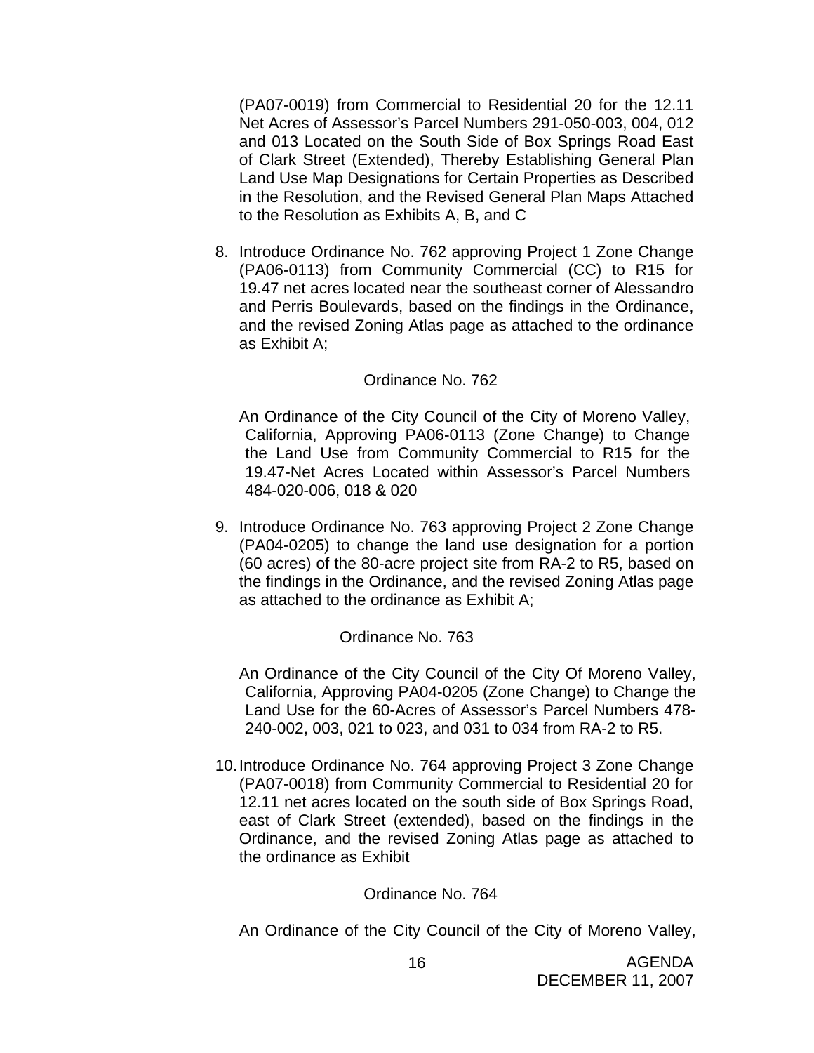(PA07-0019) from Commercial to Residential 20 for the 12.11 Net Acres of Assessor's Parcel Numbers 291-050-003, 004, 012 and 013 Located on the South Side of Box Springs Road East of Clark Street (Extended), Thereby Establishing General Plan Land Use Map Designations for Certain Properties as Described in the Resolution, and the Revised General Plan Maps Attached to the Resolution as Exhibits A, B, and C

8. Introduce Ordinance No. 762 approving Project 1 Zone Change (PA06-0113) from Community Commercial (CC) to R15 for 19.47 net acres located near the southeast corner of Alessandro and Perris Boulevards, based on the findings in the Ordinance, and the revised Zoning Atlas page as attached to the ordinance as Exhibit A;

   Ordinance No. 762

   An Ordinance of the City Council of the City of Moreno Valley, California, Approving PA06-0113 (Zone Change) to Change the Land Use from Community Commercial to R15 for the 19.47-Net Acres Located within Assessor's Parcel Numbers 484-020-006, 018 & 020

9. Introduce Ordinance No. 763 approving Project 2 Zone Change (PA04-0205) to change the land use designation for a portion (60 acres) of the 80-acre project site from RA-2 to R5, based on the findings in the Ordinance, and the revised Zoning Atlas page as attached to the ordinance as Exhibit A;

   Ordinance No. 763

   An Ordinance of the City Council of the City Of Moreno Valley, California, Approving PA04-0205 (Zone Change) to Change the Land Use for the 60-Acres of Assessor's Parcel Numbers 478-240-002, 003, 021 to 023, and 031 to 034 from RA-2 to R5.

10. Introduce Ordinance No. 764 approving Project 3 Zone Change (PA07-0018) from Community Commercial to Residential 20 for 12.11 net acres located on the south side of Box Springs Road, east of Clark Street (extended), based on the findings in the Ordinance, and the revised Zoning Atlas page as attached to the ordinance as Exhibit

    Ordinance No. 764

    An Ordinance of the City Council of the City of Moreno Valley,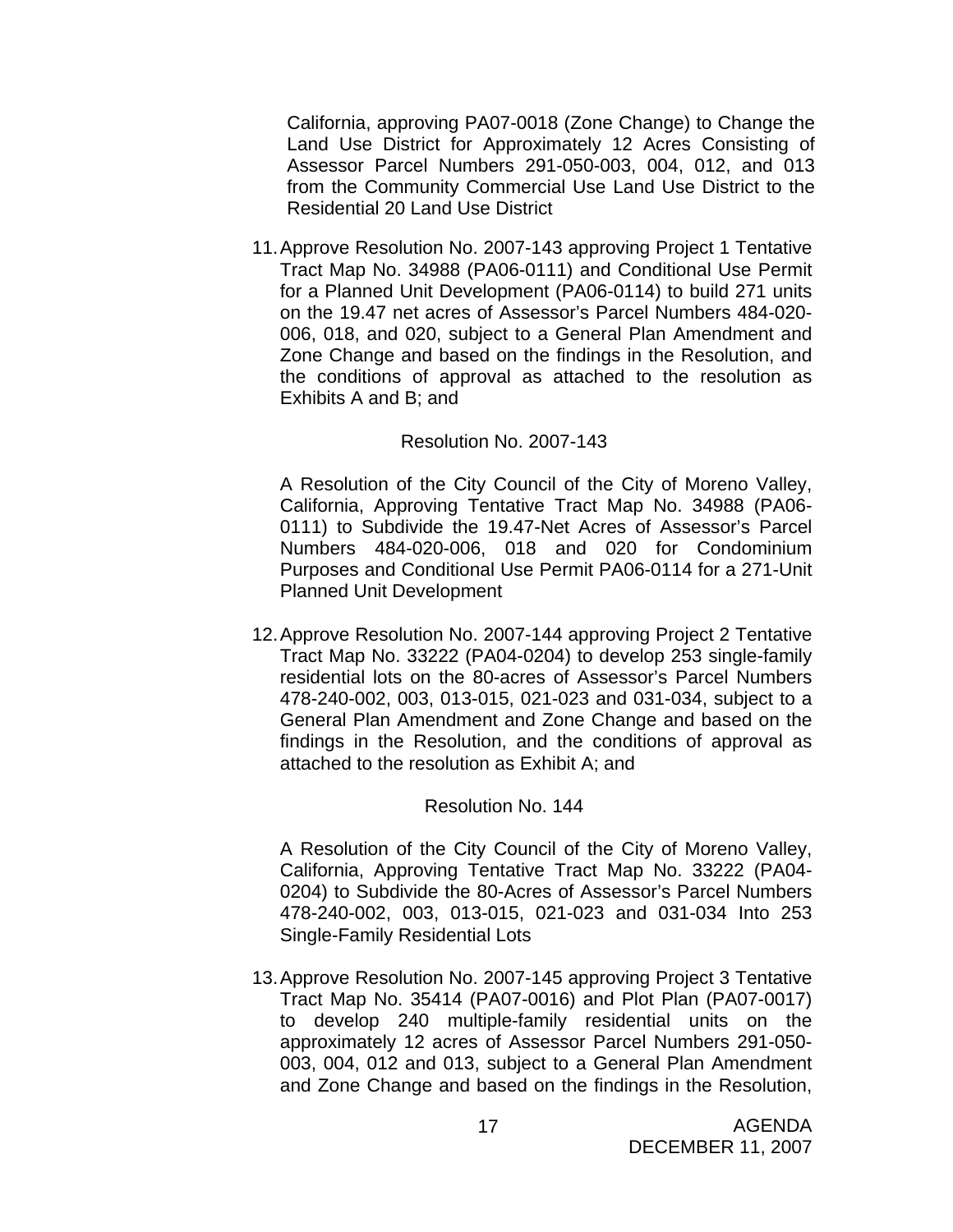California, approving PA07-0018 (Zone Change) to Change the Land Use District for Approximately 12 Acres Consisting of Assessor Parcel Numbers 291-050-003, 004, 012, and 013 from the Community Commercial Use Land Use District to the Residential 20 Land Use District

11. Approve Resolution No. 2007-143 approving Project 1 Tentative Tract Map No. 34988 (PA06-0111) and Conditional Use Permit for a Planned Unit Development (PA06-0114) to build 271 units on the 19.47 net acres of Assessor's Parcel Numbers 484-020-006, 018, and 020, subject to a General Plan Amendment and Zone Change and based on the findings in the Resolution, and the conditions of approval as attached to the resolution as Exhibits A and B; and

   Resolution No. 2007-143

   A Resolution of the City Council of the City of Moreno Valley, California, Approving Tentative Tract Map No. 34988 (PA06-0111) to Subdivide the 19.47-Net Acres of Assessor's Parcel Numbers 484-020-006, 018 and 020 for Condominium Purposes and Conditional Use Permit PA06-0114 for a 271-Unit Planned Unit Development

12. Approve Resolution No. 2007-144 approving Project 2 Tentative Tract Map No. 33222 (PA04-0204) to develop 253 single-family residential lots on the 80-acres of Assessor's Parcel Numbers 478-240-002, 003, 013-015, 021-023 and 031-034, subject to a General Plan Amendment and Zone Change and based on the findings in the Resolution, and the conditions of approval as attached to the resolution as Exhibit A; and

   Resolution No. 144

   A Resolution of the City Council of the City of Moreno Valley, California, Approving Tentative Tract Map No. 33222 (PA04-0204) to Subdivide the 80-Acres of Assessor's Parcel Numbers 478-240-002, 003, 013-015, 021-023 and 031-034 Into 253 Single-Family Residential Lots

13. Approve Resolution No. 2007-145 approving Project 3 Tentative Tract Map No. 35414 (PA07-0016) and Plot Plan (PA07-0017) to develop 240 multiple-family residential units on the approximately 12 acres of Assessor Parcel Numbers 291-050-003, 004, 012 and 013, subject to a General Plan Amendment and Zone Change and based on the findings in the Resolution,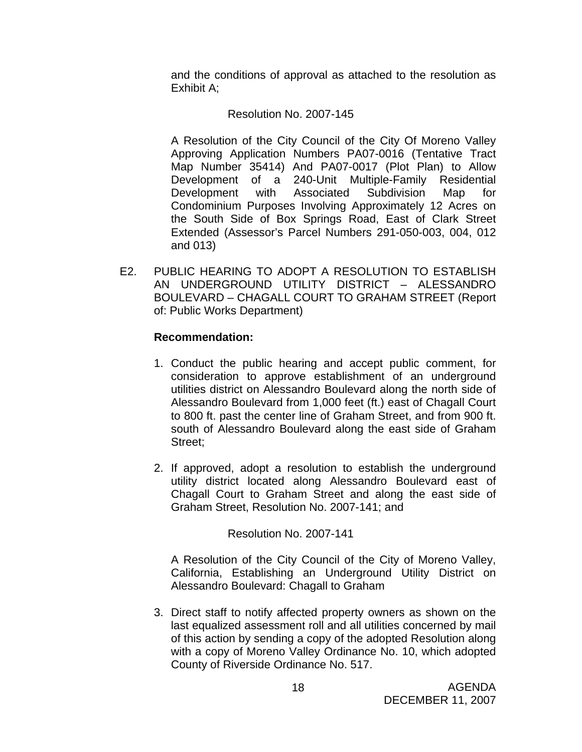and the conditions of approval as attached to the resolution as Exhibit A;

Resolution No. 2007-145

A Resolution of the City Council of the City Of Moreno Valley Approving Application Numbers PA07-0016 (Tentative Tract Map Number 35414) And PA07-0017 (Plot Plan) to Allow Development of a 240-Unit Multiple-Family Residential Development with Associated Subdivision Map for Condominium Purposes Involving Approximately 12 Acres on the South Side of Box Springs Road, East of Clark Street Extended (Assessor's Parcel Numbers 291-050-003, 004, 012 and 013)

E2. PUBLIC HEARING TO ADOPT A RESOLUTION TO ESTABLISH AN UNDERGROUND UTILITY DISTRICT – ALESSANDRO BOULEVARD – CHAGALL COURT TO GRAHAM STREET (Report of: Public Works Department)

**Recommendation:**

1. Conduct the public hearing and accept public comment, for consideration to approve establishment of an underground utilities district on Alessandro Boulevard along the north side of Alessandro Boulevard from 1,000 feet (ft.) east of Chagall Court to 800 ft. past the center line of Graham Street, and from 900 ft. south of Alessandro Boulevard along the east side of Graham Street;

2. If approved, adopt a resolution to establish the underground utility district located along Alessandro Boulevard east of Chagall Court to Graham Street and along the east side of Graham Street, Resolution No. 2007-141; and

   Resolution No. 2007-141

   A Resolution of the City Council of the City of Moreno Valley, California, Establishing an Underground Utility District on Alessandro Boulevard: Chagall to Graham

3. Direct staff to notify affected property owners as shown on the last equalized assessment roll and all utilities concerned by mail of this action by sending a copy of the adopted Resolution along with a copy of Moreno Valley Ordinance No. 10, which adopted County of Riverside Ordinance No. 517.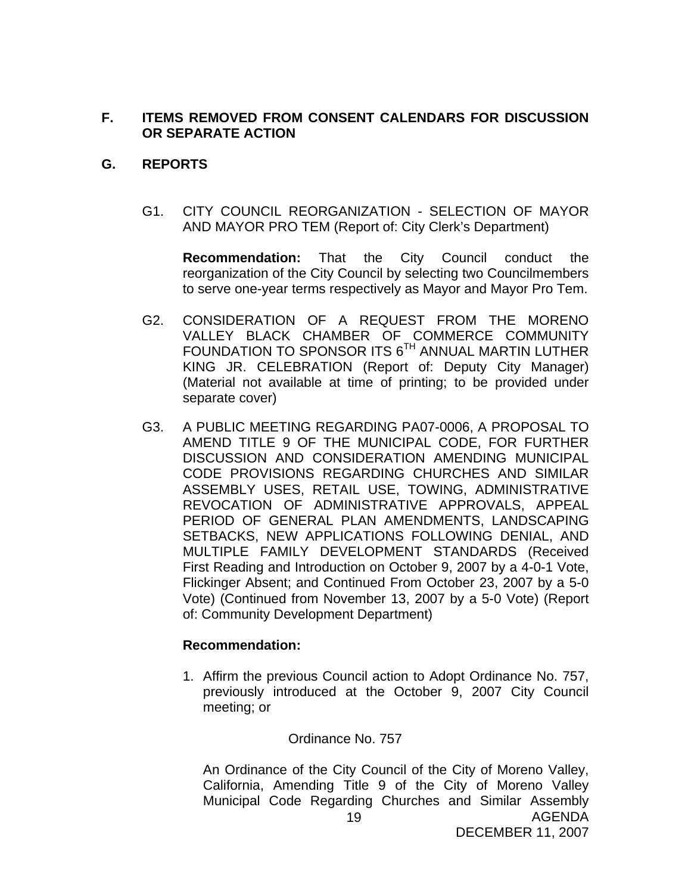**F. ITEMS REMOVED FROM CONSENT CALENDARS FOR DISCUSSION OR SEPARATE ACTION**

**G. REPORTS**

G1. CITY COUNCIL REORGANIZATION - SELECTION OF MAYOR AND MAYOR PRO TEM (Report of: City Clerk's Department)

**Recommendation:** That the City Council conduct the reorganization of the City Council by selecting two Councilmembers to serve one-year terms respectively as Mayor and Mayor Pro Tem.

G2. CONSIDERATION OF A REQUEST FROM THE MORENO VALLEY BLACK CHAMBER OF COMMERCE COMMUNITY FOUNDATION TO SPONSOR ITS 6TH ANNUAL MARTIN LUTHER KING JR. CELEBRATION (Report of: Deputy City Manager) (Material not available at time of printing; to be provided under separate cover)

G3. A PUBLIC MEETING REGARDING PA07-0006, A PROPOSAL TO AMEND TITLE 9 OF THE MUNICIPAL CODE, FOR FURTHER DISCUSSION AND CONSIDERATION AMENDING MUNICIPAL CODE PROVISIONS REGARDING CHURCHES AND SIMILAR ASSEMBLY USES, RETAIL USE, TOWING, ADMINISTRATIVE REVOCATION OF ADMINISTRATIVE APPROVALS, APPEAL PERIOD OF GENERAL PLAN AMENDMENTS, LANDSCAPING SETBACKS, NEW APPLICATIONS FOLLOWING DENIAL, AND MULTIPLE FAMILY DEVELOPMENT STANDARDS (Received First Reading and Introduction on October 9, 2007 by a 4-0-1 Vote, Flickinger Absent; and Continued From October 23, 2007 by a 5-0 Vote) (Continued from November 13, 2007 by a 5-0 Vote) (Report of: Community Development Department)

**Recommendation:**

1. Affirm the previous Council action to Adopt Ordinance No. 757, previously introduced at the October 9, 2007 City Council meeting; or

Ordinance No. 757

An Ordinance of the City Council of the City of Moreno Valley, California, Amending Title 9 of the City of Moreno Valley Municipal Code Regarding Churches and Similar Assembly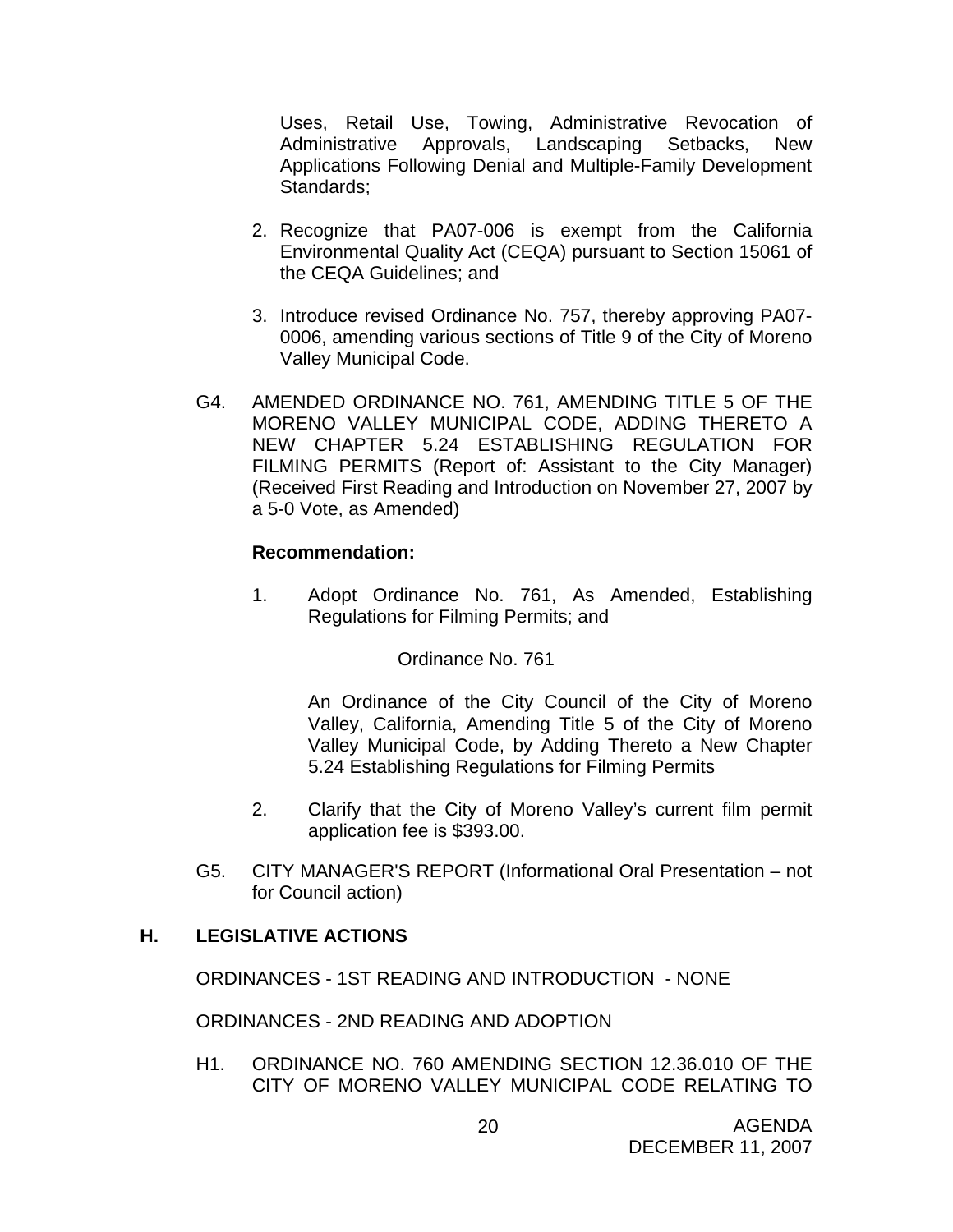Uses, Retail Use, Towing, Administrative Revocation of Administrative Approvals, Landscaping Setbacks, New Applications Following Denial and Multiple-Family Development Standards;

2. Recognize that PA07-006 is exempt from the California Environmental Quality Act (CEQA) pursuant to Section 15061 of the CEQA Guidelines; and

3. Introduce revised Ordinance No. 757, thereby approving PA07-0006, amending various sections of Title 9 of the City of Moreno Valley Municipal Code.

G4. AMENDED ORDINANCE NO. 761, AMENDING TITLE 5 OF THE MORENO VALLEY MUNICIPAL CODE, ADDING THERETO A NEW CHAPTER 5.24 ESTABLISHING REGULATION FOR FILMING PERMITS (Report of: Assistant to the City Manager) (Received First Reading and Introduction on November 27, 2007 by a 5-0 Vote, as Amended)

**Recommendation:**

1. Adopt Ordinance No. 761, As Amended, Establishing Regulations for Filming Permits; and

   Ordinance No. 761

   An Ordinance of the City Council of the City of Moreno Valley, California, Amending Title 5 of the City of Moreno Valley Municipal Code, by Adding Thereto a New Chapter 5.24 Establishing Regulations for Filming Permits

2. Clarify that the City of Moreno Valley's current film permit application fee is $393.00.

G5. CITY MANAGER'S REPORT (Informational Oral Presentation – not for Council action)

## H. LEGISLATIVE ACTIONS

ORDINANCES - 1ST READING AND INTRODUCTION - NONE

ORDINANCES - 2ND READING AND ADOPTION

H1. ORDINANCE NO. 760 AMENDING SECTION 12.36.010 OF THE CITY OF MORENO VALLEY MUNICIPAL CODE RELATING TO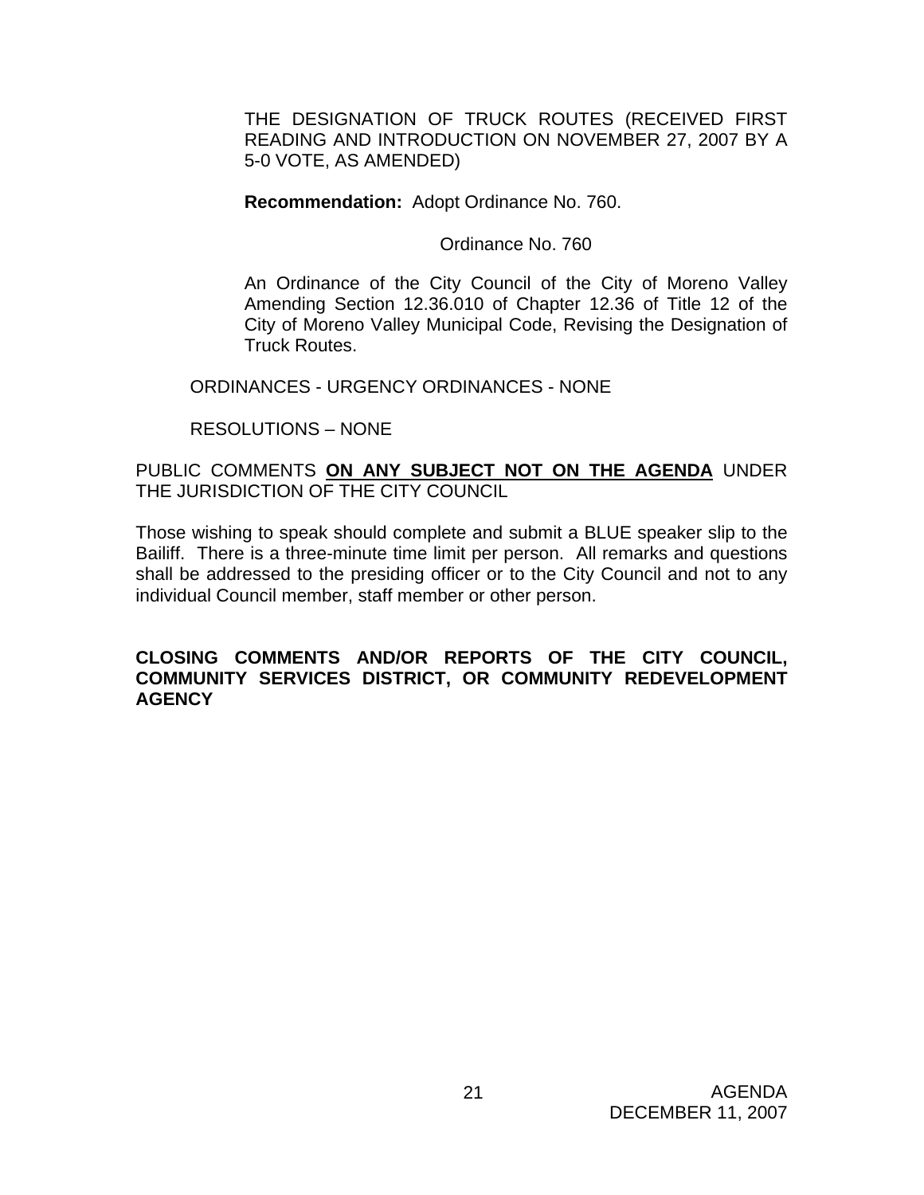THE DESIGNATION OF TRUCK ROUTES (RECEIVED FIRST READING AND INTRODUCTION ON NOVEMBER 27, 2007 BY A 5-0 VOTE, AS AMENDED)

**Recommendation:** Adopt Ordinance No. 760.

Ordinance No. 760

An Ordinance of the City Council of the City of Moreno Valley Amending Section 12.36.010 of Chapter 12.36 of Title 12 of the City of Moreno Valley Municipal Code, Revising the Designation of Truck Routes.

ORDINANCES - URGENCY ORDINANCES - NONE

RESOLUTIONS – NONE

PUBLIC COMMENTS **ON ANY SUBJECT NOT ON THE AGENDA** UNDER THE JURISDICTION OF THE CITY COUNCIL

Those wishing to speak should complete and submit a BLUE speaker slip to the Bailiff. There is a three-minute time limit per person. All remarks and questions shall be addressed to the presiding officer or to the City Council and not to any individual Council member, staff member or other person.

**CLOSING COMMENTS AND/OR REPORTS OF THE CITY COUNCIL, COMMUNITY SERVICES DISTRICT, OR COMMUNITY REDEVELOPMENT AGENCY**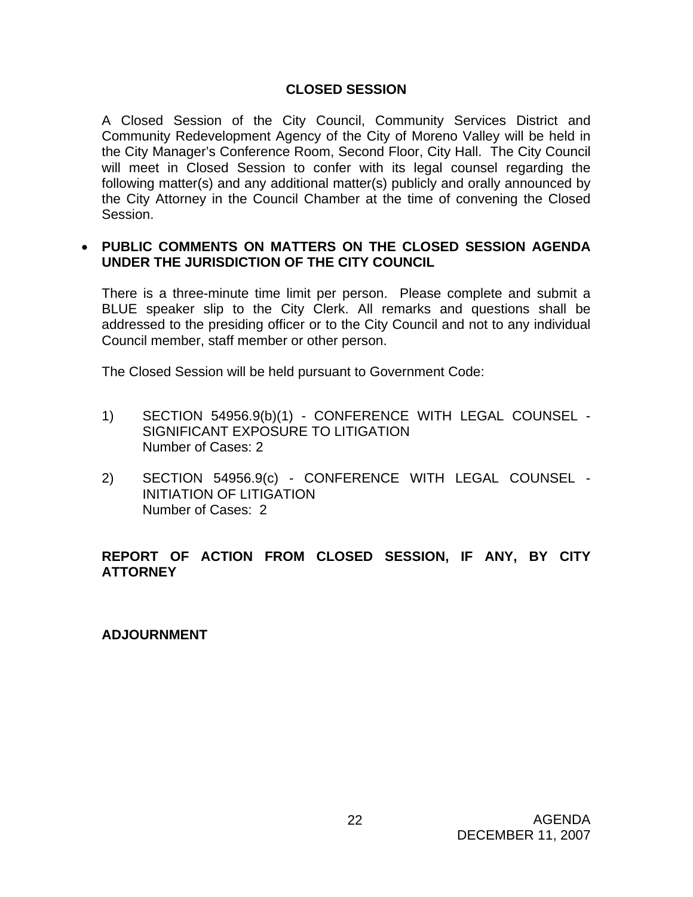## CLOSED SESSION

A Closed Session of the City Council, Community Services District and Community Redevelopment Agency of the City of Moreno Valley will be held in the City Manager's Conference Room, Second Floor, City Hall. The City Council will meet in Closed Session to confer with its legal counsel regarding the following matter(s) and any additional matter(s) publicly and orally announced by the City Attorney in the Council Chamber at the time of convening the Closed Session.

- **PUBLIC COMMENTS ON MATTERS ON THE CLOSED SESSION AGENDA UNDER THE JURISDICTION OF THE CITY COUNCIL**

There is a three-minute time limit per person. Please complete and submit a BLUE speaker slip to the City Clerk. All remarks and questions shall be addressed to the presiding officer or to the City Council and not to any individual Council member, staff member or other person.

The Closed Session will be held pursuant to Government Code:

1) SECTION 54956.9(b)(1) - CONFERENCE WITH LEGAL COUNSEL - SIGNIFICANT EXPOSURE TO LITIGATION
   Number of Cases: 2

2) SECTION 54956.9(c) - CONFERENCE WITH LEGAL COUNSEL - INITIATION OF LITIGATION
   Number of Cases: 2

**REPORT OF ACTION FROM CLOSED SESSION, IF ANY, BY CITY ATTORNEY**

**ADJOURNMENT**